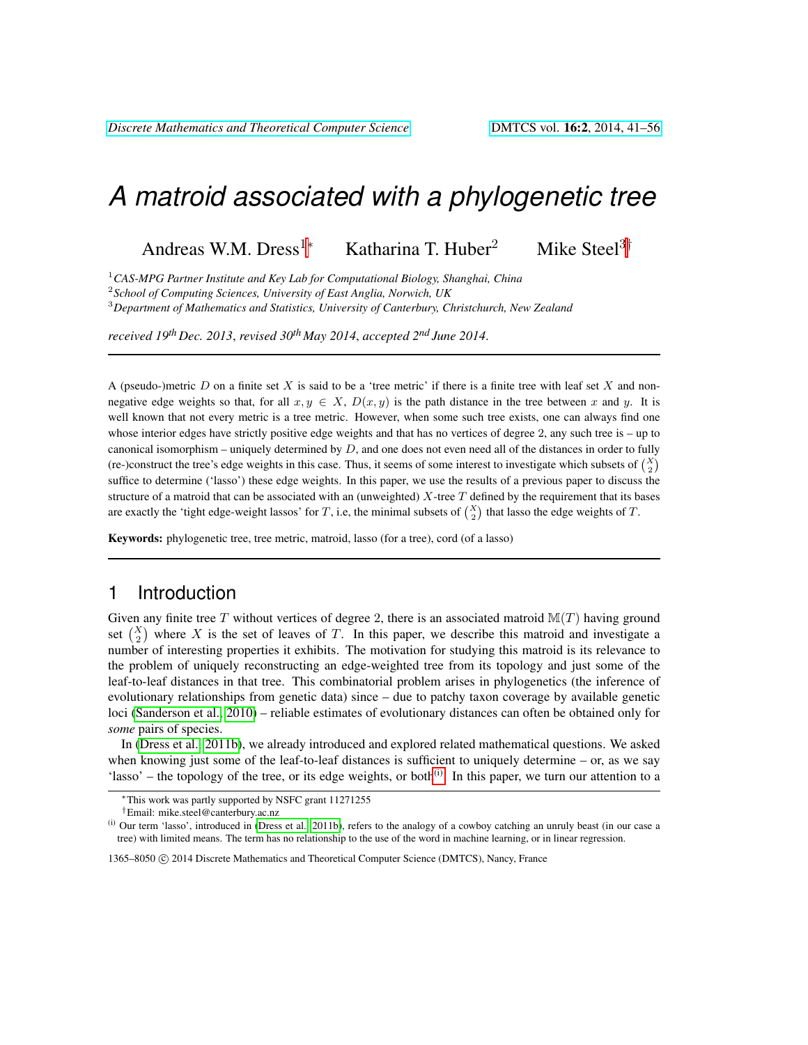# A matroid associated with a phylogenetic tree

Andreas W.M. Dress[1]* Katharina T. Huber[2] Mike Steel[3]†

[1] *CAS-MPG Partner Institute and Key Lab for Computational Biology, Shanghai, China*
[2] *School of Computing Sciences, University of East Anglia, Norwich, UK*
[3] *Department of Mathematics and Statistics, University of Canterbury, Christchurch, New Zealand*

*received 19th Dec. 2013, revised 30th May 2014, accepted 2nd June 2014.*

---

A (pseudo-)metric $D$ on a finite set $X$ is said to be a 'tree metric' if there is a finite tree with leaf set $X$ and non-negative edge weights so that, for all $x, y \in X$, $D(x, y)$ is the path distance in the tree between $x$ and $y$. It is well known that not every metric is a tree metric. However, when some such tree exists, one can always find one whose interior edges have strictly positive edge weights and that has no vertices of degree 2, any such tree is – up to canonical isomorphism – uniquely determined by $D$, and one does not even need all of the distances in order to fully (re-)construct the tree's edge weights in this case. Thus, it seems of some interest to investigate which subsets of $\binom{X}{2}$ suffice to determine ('lasso') these edge weights. In this paper, we use the results of a previous paper to discuss the structure of a matroid that can be associated with an (unweighted) $X$-tree $T$ defined by the requirement that its bases are exactly the 'tight edge-weight lassos' for $T$, i.e, the minimal subsets of $\binom{X}{2}$ that lasso the edge weights of $T$.

**Keywords:** phylogenetic tree, tree metric, matroid, lasso (for a tree), cord (of a lasso)

---

## 1 Introduction

Given any finite tree $T$ without vertices of degree 2, there is an associated matroid $\mathbb{M}(T)$ having ground set $\binom{X}{2}$ where $X$ is the set of leaves of $T$. In this paper, we describe this matroid and investigate a number of interesting properties it exhibits. The motivation for studying this matroid is its relevance to the problem of uniquely reconstructing an edge-weighted tree from its topology and just some of the leaf-to-leaf distances in that tree. This combinatorial problem arises in phylogenetics (the inference of evolutionary relationships from genetic data) since – due to patchy taxon coverage by available genetic loci (Sanderson et al., 2010) – reliable estimates of evolutionary distances can often be obtained only for *some* pairs of species.

In (Dress et al., 2011b), we already introduced and explored related mathematical questions. We asked when knowing just some of the leaf-to-leaf distances is sufficient to uniquely determine – or, as we say 'lasso' – the topology of the tree, or its edge weights, or both[(i)]. In this paper, we turn our attention to a

*This work was partly supported by NSFC grant 11271255

†Email: mike.steel@canterbury.ac.nz

(i) Our term 'lasso', introduced in (Dress et al., 2011b), refers to the analogy of a cowboy catching an unruly beast (in our case a tree) with limited means. The term has no relationship to the use of the word in machine learning, or in linear regression.

1365–8050 © 2014 Discrete Mathematics and Theoretical Computer Science (DMTCS), Nancy, France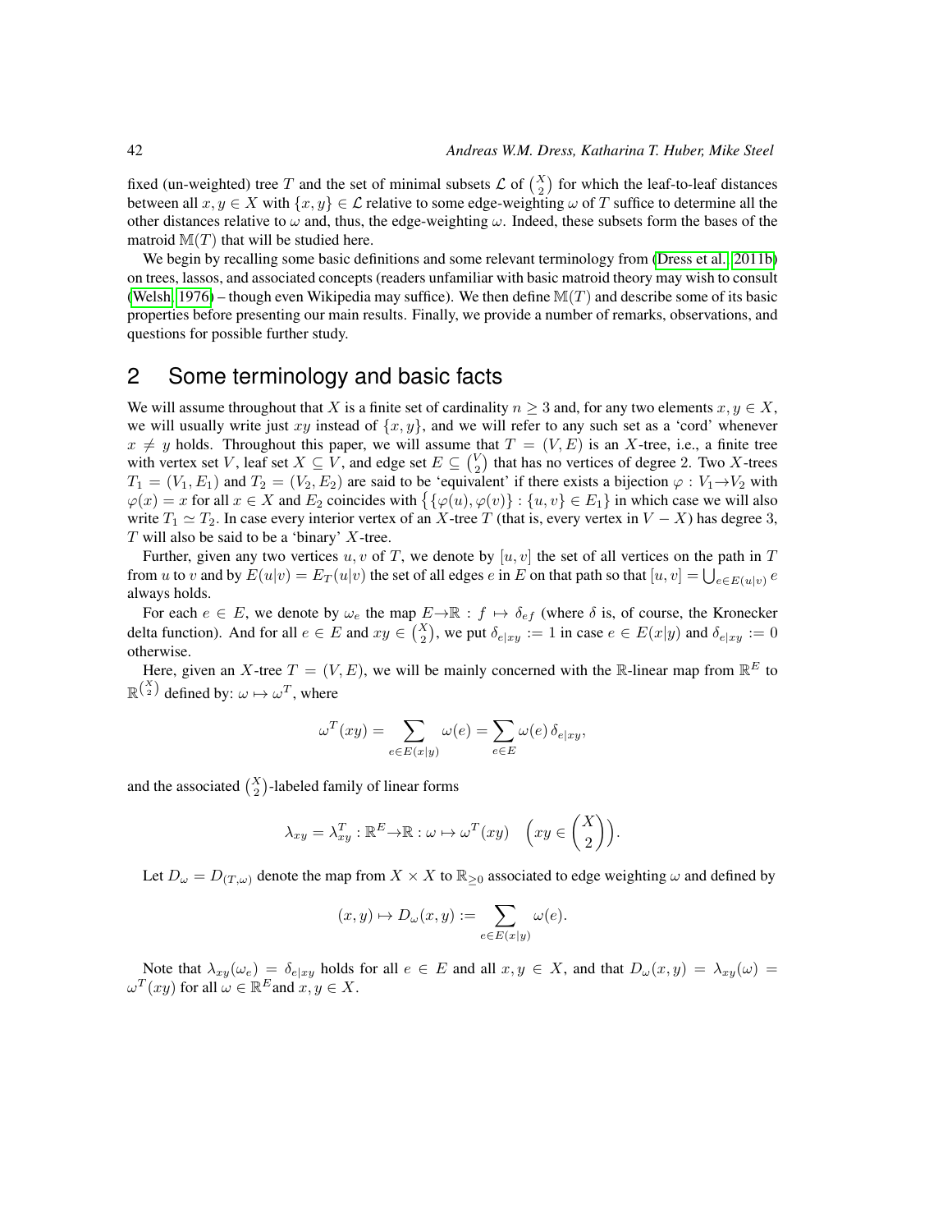fixed (un-weighted) tree $T$ and the set of minimal subsets $\mathcal{L}$ of $\binom{X}{2}$ for which the leaf-to-leaf distances between all $x, y \in X$ with $\{x, y\} \in \mathcal{L}$ relative to some edge-weighting $\omega$ of $T$ suffice to determine all the other distances relative to $\omega$ and, thus, the edge-weighting $\omega$. Indeed, these subsets form the bases of the matroid $\mathbb{M}(T)$ that will be studied here.

We begin by recalling some basic definitions and some relevant terminology from (Dress et al., 2011b) on trees, lassos, and associated concepts (readers unfamiliar with basic matroid theory may wish to consult (Welsh, 1976) – though even Wikipedia may suffice). We then define $\mathbb{M}(T)$ and describe some of its basic properties before presenting our main results. Finally, we provide a number of remarks, observations, and questions for possible further study.

## 2 Some terminology and basic facts

We will assume throughout that $X$ is a finite set of cardinality $n \geq 3$ and, for any two elements $x, y \in X$, we will usually write just $xy$ instead of $\{x, y\}$, and we will refer to any such set as a 'cord' whenever $x \neq y$ holds. Throughout this paper, we will assume that $T = (V, E)$ is an $X$-tree, i.e., a finite tree with vertex set $V$, leaf set $X \subseteq V$, and edge set $E \subseteq \binom{V}{2}$ that has no vertices of degree 2. Two $X$-trees $T_1 = (V_1, E_1)$ and $T_2 = (V_2, E_2)$ are said to be 'equivalent' if there exists a bijection $\varphi : V_1 \rightarrow V_2$ with $\varphi(x) = x$ for all $x \in X$ and $E_2$ coincides with $\{\{\varphi(u), \varphi(v)\} : \{u, v\} \in E_1\}$ in which case we will also write $T_1 \simeq T_2$. In case every interior vertex of an $X$-tree $T$ (that is, every vertex in $V - X$) has degree 3, $T$ will also be said to be a 'binary' $X$-tree.

Further, given any two vertices $u, v$ of $T$, we denote by $[u, v]$ the set of all vertices on the path in $T$ from $u$ to $v$ and by $E(u|v) = E_T(u|v)$ the set of all edges $e$ in $E$ on that path so that $[u, v] = \bigcup_{e \in E(u|v)} e$ always holds.

For each $e \in E$, we denote by $\omega_e$ the map $E \rightarrow \mathbb{R} : f \mapsto \delta_{ef}$ (where $\delta$ is, of course, the Kronecker delta function). And for all $e \in E$ and $xy \in \binom{X}{2}$, we put $\delta_{e|xy} := 1$ in case $e \in E(x|y)$ and $\delta_{e|xy} := 0$ otherwise.

Here, given an $X$-tree $T = (V, E)$, we will be mainly concerned with the $\mathbb{R}$-linear map from $\mathbb{R}^E$ to $\mathbb{R}^{\binom{X}{2}}$ defined by: $\omega \mapsto \omega^T$, where

$$\omega^T(xy) = \sum_{e \in E(x|y)} \omega(e) = \sum_{e \in E} \omega(e)\, \delta_{e|xy},$$

and the associated $\binom{X}{2}$-labeled family of linear forms

$$\lambda_{xy} = \lambda^T_{xy} : \mathbb{R}^E \rightarrow \mathbb{R} : \omega \mapsto \omega^T(xy) \quad \Big(xy \in \binom{X}{2}\Big).$$

Let $D_\omega = D_{(T,\omega)}$ denote the map from $X \times X$ to $\mathbb{R}_{\geq 0}$ associated to edge weighting $\omega$ and defined by

$$(x, y) \mapsto D_\omega(x, y) := \sum_{e \in E(x|y)} \omega(e).$$

Note that $\lambda_{xy}(\omega_e) = \delta_{e|xy}$ holds for all $e \in E$ and all $x, y \in X$, and that $D_\omega(x, y) = \lambda_{xy}(\omega) = \omega^T(xy)$ for all $\omega \in \mathbb{R}^E$ and $x, y \in X$.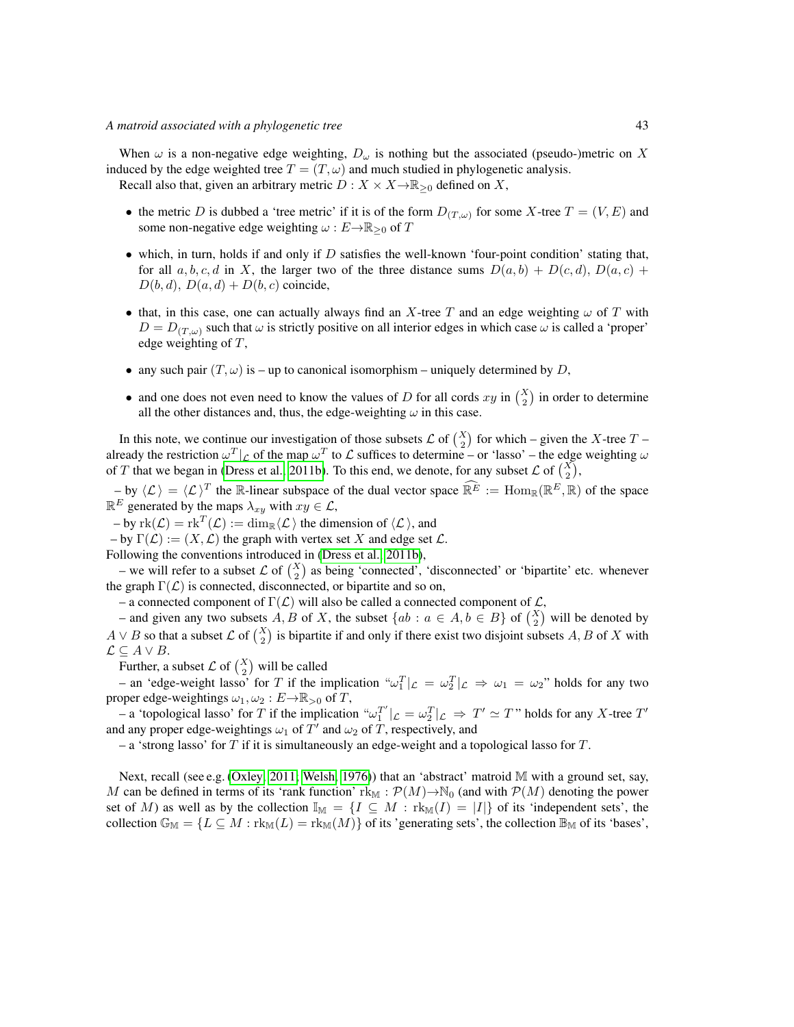When $\omega$ is a non-negative edge weighting, $D_\omega$ is nothing but the associated (pseudo-)metric on $X$ induced by the edge weighted tree $T = (T, \omega)$ and much studied in phylogenetic analysis.

Recall also that, given an arbitrary metric $D : X \times X \to \mathbb{R}_{\geq 0}$ defined on $X$,

- the metric $D$ is dubbed a 'tree metric' if it is of the form $D_{(T,\omega)}$ for some $X$-tree $T = (V, E)$ and some non-negative edge weighting $\omega : E \to \mathbb{R}_{\geq 0}$ of $T$
- which, in turn, holds if and only if $D$ satisfies the well-known 'four-point condition' stating that, for all $a, b, c, d$ in $X$, the larger two of the three distance sums $D(a, b) + D(c, d)$, $D(a, c) + D(b, d)$, $D(a, d) + D(b, c)$ coincide,
- that, in this case, one can actually always find an $X$-tree $T$ and an edge weighting $\omega$ of $T$ with $D = D_{(T,\omega)}$ such that $\omega$ is strictly positive on all interior edges in which case $\omega$ is called a 'proper' edge weighting of $T$,
- any such pair $(T, \omega)$ is – up to canonical isomorphism – uniquely determined by $D$,
- and one does not even need to know the values of $D$ for all cords $xy$ in $\binom{X}{2}$ in order to determine all the other distances and, thus, the edge-weighting $\omega$ in this case.

In this note, we continue our investigation of those subsets $\mathcal{L}$ of $\binom{X}{2}$ for which – given the $X$-tree $T$ – already the restriction $\omega^T|_\mathcal{L}$ of the map $\omega^T$ to $\mathcal{L}$ suffices to determine – or 'lasso' – the edge weighting $\omega$ of $T$ that we began in (Dress et al., 2011b). To this end, we denote, for any subset $\mathcal{L}$ of $\binom{X}{2}$,

– by $\langle \mathcal{L} \rangle = \langle \mathcal{L} \rangle^T$ the $\mathbb{R}$-linear subspace of the dual vector space $\widehat{\mathbb{R}^E} := \mathrm{Hom}_\mathbb{R}(\mathbb{R}^E, \mathbb{R})$ of the space $\mathbb{R}^E$ generated by the maps $\lambda_{xy}$ with $xy \in \mathcal{L}$,

– by $\mathrm{rk}(\mathcal{L}) = \mathrm{rk}^T(\mathcal{L}) := \dim_\mathbb{R} \langle \mathcal{L} \rangle$ the dimension of $\langle \mathcal{L} \rangle$, and

– by $\Gamma(\mathcal{L}) := (X, \mathcal{L})$ the graph with vertex set $X$ and edge set $\mathcal{L}$.

Following the conventions introduced in (Dress et al., 2011b),

– we will refer to a subset $\mathcal{L}$ of $\binom{X}{2}$ as being 'connected', 'disconnected' or 'bipartite' etc. whenever the graph $\Gamma(\mathcal{L})$ is connected, disconnected, or bipartite and so on,

– a connected component of $\Gamma(\mathcal{L})$ will also be called a connected component of $\mathcal{L}$,

– and given any two subsets $A, B$ of $X$, the subset $\{ab : a \in A, b \in B\}$ of $\binom{X}{2}$ will be denoted by $A \vee B$ so that a subset $\mathcal{L}$ of $\binom{X}{2}$ is bipartite if and only if there exist two disjoint subsets $A, B$ of $X$ with $\mathcal{L} \subseteq A \vee B$.

Further, a subset $\mathcal{L}$ of $\binom{X}{2}$ will be called

– an 'edge-weight lasso' for $T$ if the implication "$\omega_1^T|_\mathcal{L} = \omega_2^T|_\mathcal{L} \Rightarrow \omega_1 = \omega_2$" holds for any two proper edge-weightings $\omega_1, \omega_2 : E \to \mathbb{R}_{>0}$ of $T$,

– a 'topological lasso' for $T$ if the implication "$\omega_1^{T'}|_\mathcal{L} = \omega_2^T|_\mathcal{L} \Rightarrow T' \simeq T$" holds for any $X$-tree $T'$ and any proper edge-weightings $\omega_1$ of $T'$ and $\omega_2$ of $T$, respectively, and

– a 'strong lasso' for $T$ if it is simultaneously an edge-weight and a topological lasso for $T$.

Next, recall (see e.g. (Oxley, 2011; Welsh, 1976)) that an 'abstract' matroid $\mathbb{M}$ with a ground set, say, $M$ can be defined in terms of its 'rank function' $\mathrm{rk}_\mathbb{M} : \mathcal{P}(M) \to \mathbb{N}_0$ (and with $\mathcal{P}(M)$ denoting the power set of $M$) as well as by the collection $\mathbb{I}_\mathbb{M} = \{I \subseteq M : \mathrm{rk}_\mathbb{M}(I) = |I|\}$ of its 'independent sets', the collection $\mathbb{G}_\mathbb{M} = \{L \subseteq M : \mathrm{rk}_\mathbb{M}(L) = \mathrm{rk}_\mathbb{M}(M)\}$ of its 'generating sets', the collection $\mathbb{B}_\mathbb{M}$ of its 'bases',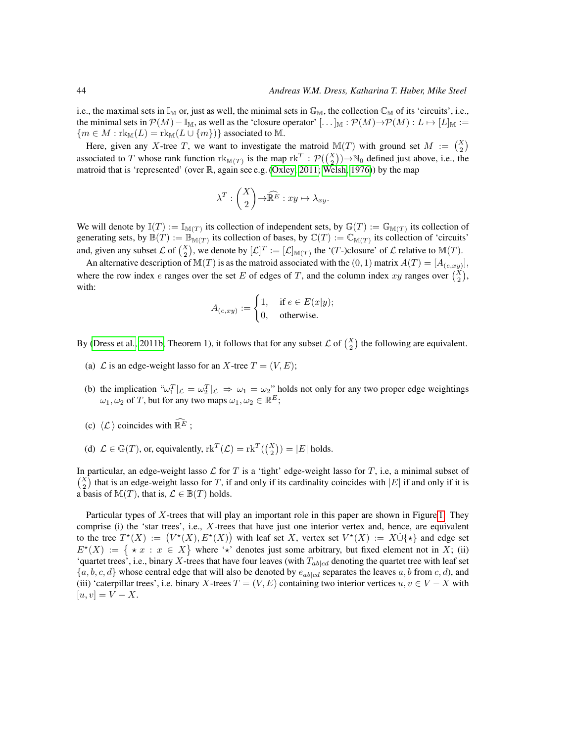i.e., the maximal sets in $\mathbb{I}_\mathbb{M}$ or, just as well, the minimal sets in $\mathbb{G}_\mathbb{M}$, the collection $\mathbb{C}_\mathbb{M}$ of its 'circuits', i.e., the minimal sets in $\mathcal{P}(M) - \mathbb{I}_\mathbb{M}$, as well as the 'closure operator' $[\ldots]_\mathbb{M} : \mathcal{P}(M) \to \mathcal{P}(M) : L \mapsto [L]_\mathbb{M} := \{m \in M : \mathrm{rk}_\mathbb{M}(L) = \mathrm{rk}_\mathbb{M}(L \cup \{m\})\}$ associated to $\mathbb{M}$.

Here, given any $X$-tree $T$, we want to investigate the matroid $\mathbb{M}(T)$ with ground set $M := \binom{X}{2}$ associated to $T$ whose rank function $\mathrm{rk}_{\mathbb{M}(T)}$ is the map $\mathrm{rk}^T : \mathcal{P}(\binom{X}{2}) \to \mathbb{N}_0$ defined just above, i.e., the matroid that is 'represented' (over $\mathbb{R}$, again see e.g. (Oxley, 2011; Welsh, 1976)) by the map

$$\lambda^T : \binom{X}{2} \to \widehat{\mathbb{R}^E} : xy \mapsto \lambda_{xy}.$$

We will denote by $\mathbb{I}(T) := \mathbb{I}_{\mathbb{M}(T)}$ its collection of independent sets, by $\mathbb{G}(T) := \mathbb{G}_{\mathbb{M}(T)}$ its collection of generating sets, by $\mathbb{B}(T) := \mathbb{B}_{\mathbb{M}(T)}$ its collection of bases, by $\mathbb{C}(T) := \mathbb{C}_{\mathbb{M}(T)}$ its collection of 'circuits' and, given any subset $\mathcal{L}$ of $\binom{X}{2}$, we denote by $[\mathcal{L}]^T := [\mathcal{L}]_{\mathbb{M}(T)}$ the '($T$-)closure' of $\mathcal{L}$ relative to $\mathbb{M}(T)$.

An alternative description of $\mathbb{M}(T)$ is as the matroid associated with the $(0,1)$ matrix $A(T) = [A_{(e,xy)}]$, where the row index $e$ ranges over the set $E$ of edges of $T$, and the column index $xy$ ranges over $\binom{X}{2}$, with:

$$A_{(e,xy)} := \begin{cases} 1, & \text{if } e \in E(x|y); \\ 0, & \text{otherwise.} \end{cases}$$

By (Dress et al., 2011b, Theorem 1), it follows that for any subset $\mathcal{L}$ of $\binom{X}{2}$ the following are equivalent.

(a) $\mathcal{L}$ is an edge-weight lasso for an $X$-tree $T = (V, E)$;

(b) the implication "$\omega_1^T|_\mathcal{L} = \omega_2^T|_\mathcal{L} \Rightarrow \omega_1 = \omega_2$" holds not only for any two proper edge weightings $\omega_1, \omega_2$ of $T$, but for any two maps $\omega_1, \omega_2 \in \mathbb{R}^E$;

(c) $\langle \mathcal{L} \rangle$ coincides with $\widehat{\mathbb{R}^E}$ ;

(d) $\mathcal{L} \in \mathbb{G}(T)$, or, equivalently, $\mathrm{rk}^T(\mathcal{L}) = \mathrm{rk}^T(\binom{X}{2}) = |E|$ holds.

In particular, an edge-weight lasso $\mathcal{L}$ for $T$ is a 'tight' edge-weight lasso for $T$, i.e, a minimal subset of $\binom{X}{2}$ that is an edge-weight lasso for $T$, if and only if its cardinality coincides with $|E|$ if and only if it is a basis of $\mathbb{M}(T)$, that is, $\mathcal{L} \in \mathbb{B}(T)$ holds.

Particular types of $X$-trees that will play an important role in this paper are shown in Figure 1. They comprise (i) the 'star trees', i.e., $X$-trees that have just one interior vertex and, hence, are equivalent to the tree $T^\star(X) := (V^\star(X), E^\star(X))$ with leaf set $X$, vertex set $V^\star(X) := X \dot\cup \{\star\}$ and edge set $E^\star(X) := \{\star\, x : x \in X\}$ where '$\star$' denotes just some arbitrary, but fixed element not in $X$; (ii) 'quartet trees', i.e., binary $X$-trees that have four leaves (with $T_{ab|cd}$ denoting the quartet tree with leaf set $\{a, b, c, d\}$ whose central edge that will also be denoted by $e_{ab|cd}$ separates the leaves $a, b$ from $c, d$), and (iii) 'caterpillar trees', i.e. binary $X$-trees $T = (V, E)$ containing two interior vertices $u, v \in V - X$ with $[u, v] = V - X$.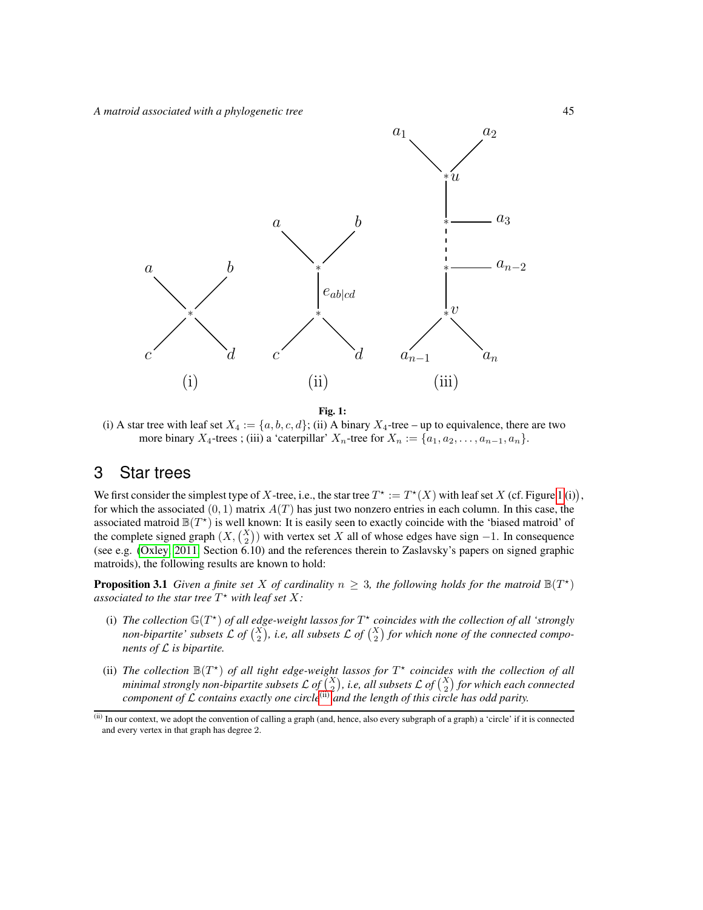**Fig. 1:**
(i) A star tree with leaf set $X_4 := \{a, b, c, d\}$; (ii) A binary $X_4$-tree – up to equivalence, there are two more binary $X_4$-trees ; (iii) a 'caterpillar' $X_n$-tree for $X_n := \{a_1, a_2, \ldots, a_{n-1}, a_n\}$.

## 3 Star trees

We first consider the simplest type of $X$-tree, i.e., the star tree $T^\star := T^\star(X)$ with leaf set $X$ (cf. Figure 1(i)), for which the associated $(0, 1)$ matrix $A(T)$ has just two nonzero entries in each column. In this case, the associated matroid $\mathbb{B}(T^\star)$ is well known: It is easily seen to exactly coincide with the 'biased matroid' of the complete signed graph $(X, \binom{X}{2})$ with vertex set $X$ all of whose edges have sign $-1$. In consequence (see e.g. (Oxley, 2011, Section 6.10) and the references therein to Zaslavsky's papers on signed graphic matroids), the following results are known to hold:

**Proposition 3.1** *Given a finite set $X$ of cardinality $n \geq 3$, the following holds for the matroid $\mathbb{B}(T^\star)$ associated to the star tree $T^\star$ with leaf set $X$:*

(i) *The collection $\mathbb{G}(T^\star)$ of all edge-weight lassos for $T^\star$ coincides with the collection of all 'strongly non-bipartite' subsets $\mathcal{L}$ of $\binom{X}{2}$, i.e, all subsets $\mathcal{L}$ of $\binom{X}{2}$ for which none of the connected components of $\mathcal{L}$ is bipartite.*

(ii) *The collection $\mathbb{B}(T^\star)$ of all tight edge-weight lassos for $T^\star$ coincides with the collection of all minimal strongly non-bipartite subsets $\mathcal{L}$ of $\binom{X}{2}$, i.e, all subsets $\mathcal{L}$ of $\binom{X}{2}$ for which each connected component of $\mathcal{L}$ contains exactly one circle[(ii)] and the length of this circle has odd parity.*

[(ii)] In our context, we adopt the convention of calling a graph (and, hence, also every subgraph of a graph) a 'circle' if it is connected and every vertex in that graph has degree 2.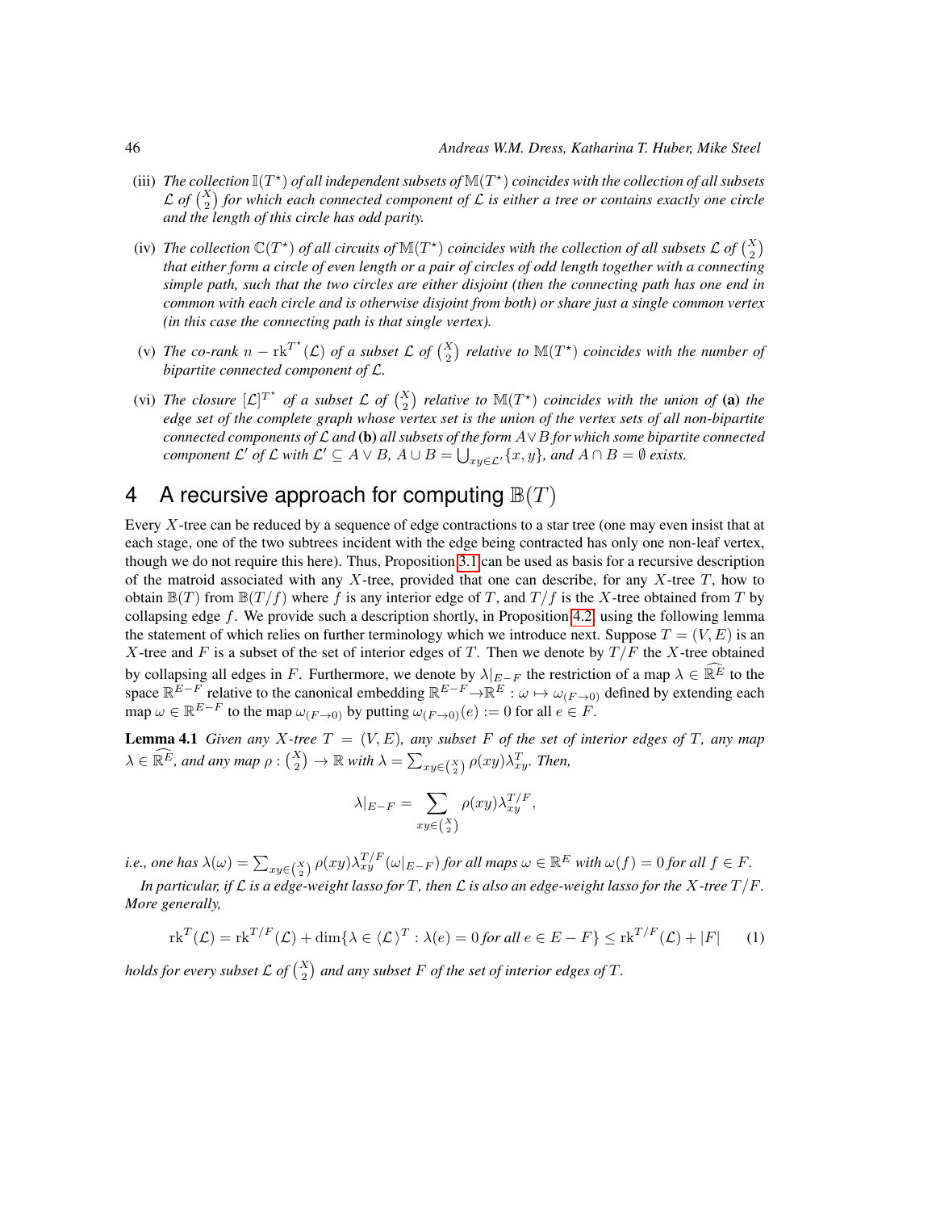(iii) *The collection $\mathbb{I}(T^\star)$ of all independent subsets of $\mathbb{M}(T^\star)$ coincides with the collection of all subsets $\mathcal{L}$ of $\binom{X}{2}$ for which each connected component of $\mathcal{L}$ is either a tree or contains exactly one circle and the length of this circle has odd parity.*

(iv) *The collection $\mathbb{C}(T^\star)$ of all circuits of $\mathbb{M}(T^\star)$ coincides with the collection of all subsets $\mathcal{L}$ of $\binom{X}{2}$ that either form a circle of even length or a pair of circles of odd length together with a connecting simple path, such that the two circles are either disjoint (then the connecting path has one end in common with each circle and is otherwise disjoint from both) or share just a single common vertex (in this case the connecting path is that single vertex).*

(v) *The co-rank $n - \mathrm{rk}^{T^\star}(\mathcal{L})$ of a subset $\mathcal{L}$ of $\binom{X}{2}$ relative to $\mathbb{M}(T^\star)$ coincides with the number of bipartite connected component of $\mathcal{L}$.*

(vi) *The closure $[\mathcal{L}]^{T^\star}$ of a subset $\mathcal{L}$ of $\binom{X}{2}$ relative to $\mathbb{M}(T^\star)$ coincides with the union of* **(a)** *the edge set of the complete graph whose vertex set is the union of the vertex sets of all non-bipartite connected components of $\mathcal{L}$ and* **(b)** *all subsets of the form $A \vee B$ for which some bipartite connected component $\mathcal{L}'$ of $\mathcal{L}$ with $\mathcal{L}' \subseteq A \vee B$, $A \cup B = \bigcup_{xy \in \mathcal{L}'} \{x, y\}$, and $A \cap B = \emptyset$ exists.*

## 4 A recursive approach for computing $\mathbb{B}(T)$

Every $X$-tree can be reduced by a sequence of edge contractions to a star tree (one may even insist that at each stage, one of the two subtrees incident with the edge being contracted has only one non-leaf vertex, though we do not require this here). Thus, Proposition 3.1 can be used as basis for a recursive description of the matroid associated with any $X$-tree, provided that one can describe, for any $X$-tree $T$, how to obtain $\mathbb{B}(T)$ from $\mathbb{B}(T/f)$ where $f$ is any interior edge of $T$, and $T/f$ is the $X$-tree obtained from $T$ by collapsing edge $f$. We provide such a description shortly, in Proposition 4.2, using the following lemma the statement of which relies on further terminology which we introduce next. Suppose $T = (V, E)$ is an $X$-tree and $F$ is a subset of the set of interior edges of $T$. Then we denote by $T/F$ the $X$-tree obtained by collapsing all edges in $F$. Furthermore, we denote by $\lambda|_{E-F}$ the restriction of a map $\lambda \in \widehat{\mathbb{R}^E}$ to the space $\mathbb{R}^{E-F}$ relative to the canonical embedding $\mathbb{R}^{E-F} \to \mathbb{R}^E : \omega \mapsto \omega_{(F\to 0)}$ defined by extending each map $\omega \in \mathbb{R}^{E-F}$ to the map $\omega_{(F\to 0)}$ by putting $\omega_{(F\to 0)}(e) := 0$ for all $e \in F$.

**Lemma 4.1** *Given any $X$-tree $T = (V, E)$, any subset $F$ of the set of interior edges of $T$, any map $\lambda \in \widehat{\mathbb{R}^E}$, and any map $\rho : \binom{X}{2} \to \mathbb{R}$ with $\lambda = \sum_{xy \in \binom{X}{2}} \rho(xy)\lambda^T_{xy}$. Then,*

$$\lambda|_{E-F} = \sum_{xy \in \binom{X}{2}} \rho(xy)\lambda^{T/F}_{xy},$$

*i.e., one has $\lambda(\omega) = \sum_{xy \in \binom{X}{2}} \rho(xy)\lambda^{T/F}_{xy}(\omega|_{E-F})$ for all maps $\omega \in \mathbb{R}^E$ with $\omega(f) = 0$ for all $f \in F$.*

*In particular, if $\mathcal{L}$ is a edge-weight lasso for $T$, then $\mathcal{L}$ is also an edge-weight lasso for the $X$-tree $T/F$. More generally,*

$$\mathrm{rk}^T(\mathcal{L}) = \mathrm{rk}^{T/F}(\mathcal{L}) + \dim\{\lambda \in \langle \mathcal{L} \rangle^T : \lambda(e) = 0 \text{ for all } e \in E - F\} \leq \mathrm{rk}^{T/F}(\mathcal{L}) + |F| \qquad (1)$$

*holds for every subset $\mathcal{L}$ of $\binom{X}{2}$ and any subset $F$ of the set of interior edges of $T$.*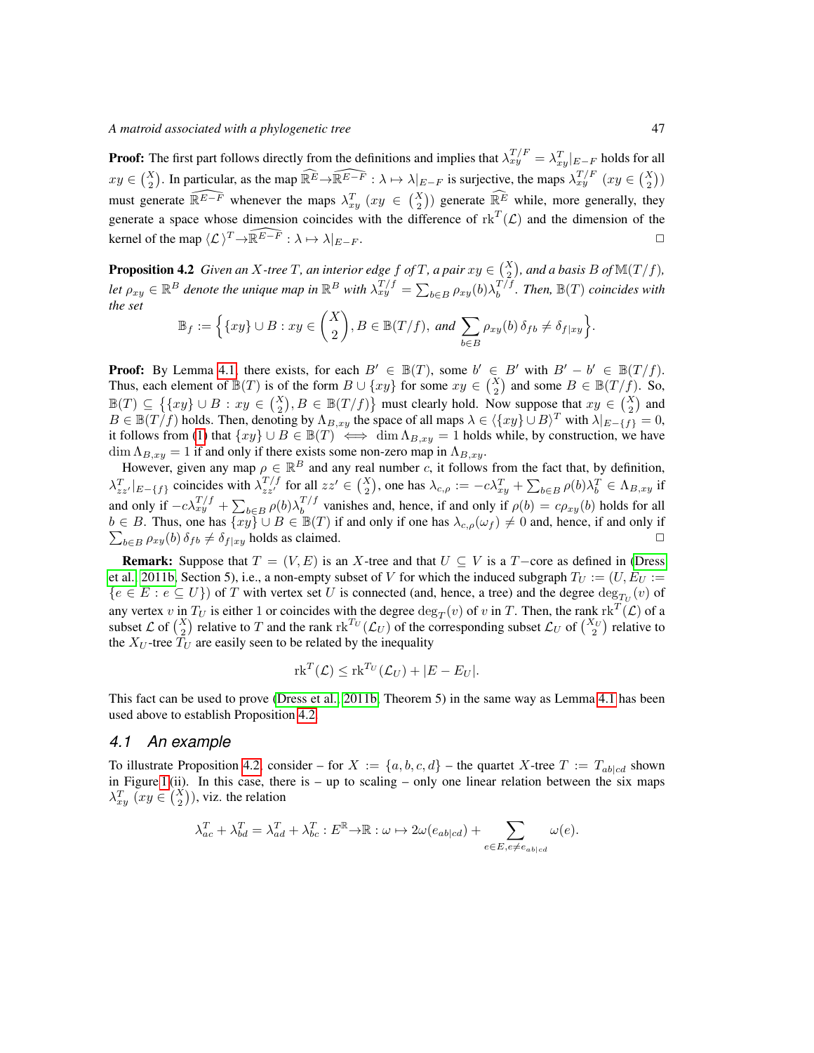**Proof:** The first part follows directly from the definitions and implies that $\lambda_{xy}^{T/F} = \lambda_{xy}^{T}|_{E-F}$ holds for all $xy \in \binom{X}{2}$. In particular, as the map $\widehat{\mathbb{R}^E} \to \widehat{\mathbb{R}^{E-F}} : \lambda \mapsto \lambda|_{E-F}$ is surjective, the maps $\lambda_{xy}^{T/F}$ $(xy \in \binom{X}{2})$ must generate $\widehat{\mathbb{R}^{E-F}}$ whenever the maps $\lambda_{xy}^{T}$ $(xy \in \binom{X}{2})$ generate $\widehat{\mathbb{R}^E}$ while, more generally, they generate a space whose dimension coincides with the difference of $\mathrm{rk}^T(\mathcal{L})$ and the dimension of the kernel of the map $\langle \mathcal{L} \rangle^T \to \widehat{\mathbb{R}^{E-F}} : \lambda \mapsto \lambda|_{E-F}$. □

**Proposition 4.2** *Given an $X$-tree $T$, an interior edge $f$ of $T$, a pair $xy \in \binom{X}{2}$, and a basis $B$ of $\mathbb{M}(T/f)$, let $\rho_{xy} \in \mathbb{R}^B$ denote the unique map in $\mathbb{R}^B$ with $\lambda_{xy}^{T/f} = \sum_{b \in B} \rho_{xy}(b) \lambda_b^{T/f}$. Then, $\mathbb{B}(T)$ coincides with the set*

$$\mathbb{B}_f := \Big\{ \{xy\} \cup B : xy \in \binom{X}{2}, B \in \mathbb{B}(T/f), \text{ and } \sum_{b \in B} \rho_{xy}(b)\, \delta_{fb} \neq \delta_{f|xy} \Big\}.$$

**Proof:** By Lemma 4.1, there exists, for each $B' \in \mathbb{B}(T)$, some $b' \in B'$ with $B' - b' \in \mathbb{B}(T/f)$. Thus, each element of $\mathbb{B}(T)$ is of the form $B \cup \{xy\}$ for some $xy \in \binom{X}{2}$ and some $B \in \mathbb{B}(T/f)$. So, $\mathbb{B}(T) \subseteq \big\{ \{xy\} \cup B : xy \in \binom{X}{2}, B \in \mathbb{B}(T/f) \big\}$ must clearly hold. Now suppose that $xy \in \binom{X}{2}$ and $B \in \mathbb{B}(T/f)$ holds. Then, denoting by $\Lambda_{B,xy}$ the space of all maps $\lambda \in \langle \{xy\} \cup B \rangle^T$ with $\lambda|_{E-\{f\}} = 0$, it follows from (1) that $\{xy\} \cup B \in \mathbb{B}(T) \iff \dim \Lambda_{B,xy} = 1$ holds while, by construction, we have $\dim \Lambda_{B,xy} = 1$ if and only if there exists some non-zero map in $\Lambda_{B,xy}$.

However, given any map $\rho \in \mathbb{R}^B$ and any real number $c$, it follows from the fact that, by definition, $\lambda_{zz'}^T|_{E-\{f\}}$ coincides with $\lambda_{zz'}^{T/f}$ for all $zz' \in \binom{X}{2}$, one has $\lambda_{c,\rho} := -c\lambda_{xy}^T + \sum_{b \in B} \rho(b) \lambda_b^T \in \Lambda_{B,xy}$ if and only if $-c\lambda_{xy}^{T/f} + \sum_{b \in B} \rho(b) \lambda_b^{T/f}$ vanishes and, hence, if and only if $\rho(b) = c\rho_{xy}(b)$ holds for all $b \in B$. Thus, one has $\{xy\} \cup B \in \mathbb{B}(T)$ if and only if one has $\lambda_{c,\rho}(\omega_f) \neq 0$ and, hence, if and only if $\sum_{b \in B} \rho_{xy}(b)\, \delta_{fb} \neq \delta_{f|xy}$ holds as claimed. □

**Remark:** Suppose that $T = (V, E)$ is an $X$-tree and that $U \subseteq V$ is a $T$−core as defined in (Dress et al. 2011b, Section 5), i.e., a non-empty subset of $V$ for which the induced subgraph $T_U := (U, E_U := \{e \in E : e \subseteq U\})$ of $T$ with vertex set $U$ is connected (and, hence, a tree) and the degree $\deg_{T_U}(v)$ of any vertex $v$ in $T_U$ is either 1 or coincides with the degree $\deg_T(v)$ of $v$ in $T$. Then, the rank $\mathrm{rk}^T(\mathcal{L})$ of a subset $\mathcal{L}$ of $\binom{X}{2}$ relative to $T$ and the rank $\mathrm{rk}^{T_U}(\mathcal{L}_U)$ of the corresponding subset $\mathcal{L}_U$ of $\binom{X_U}{2}$ relative to the $X_U$-tree $T_U$ are easily seen to be related by the inequality

$$\mathrm{rk}^T(\mathcal{L}) \leq \mathrm{rk}^{T_U}(\mathcal{L}_U) + |E - E_U|.$$

This fact can be used to prove (Dress et al. 2011b, Theorem 5) in the same way as Lemma 4.1 has been used above to establish Proposition 4.2.

## 4.1 An example

To illustrate Proposition 4.2, consider – for $X := \{a, b, c, d\}$ – the quartet $X$-tree $T := T_{ab|cd}$ shown in Figure 1(ii). In this case, there is – up to scaling – only one linear relation between the six maps $\lambda_{xy}^T$ $(xy \in \binom{X}{2})$, viz. the relation

$$\lambda_{ac}^T + \lambda_{bd}^T = \lambda_{ad}^T + \lambda_{bc}^T : E^{\mathbb{R}} \to \mathbb{R} : \omega \mapsto 2\omega(e_{ab|cd}) + \sum_{e \in E, e \neq e_{ab|cd}} \omega(e).$$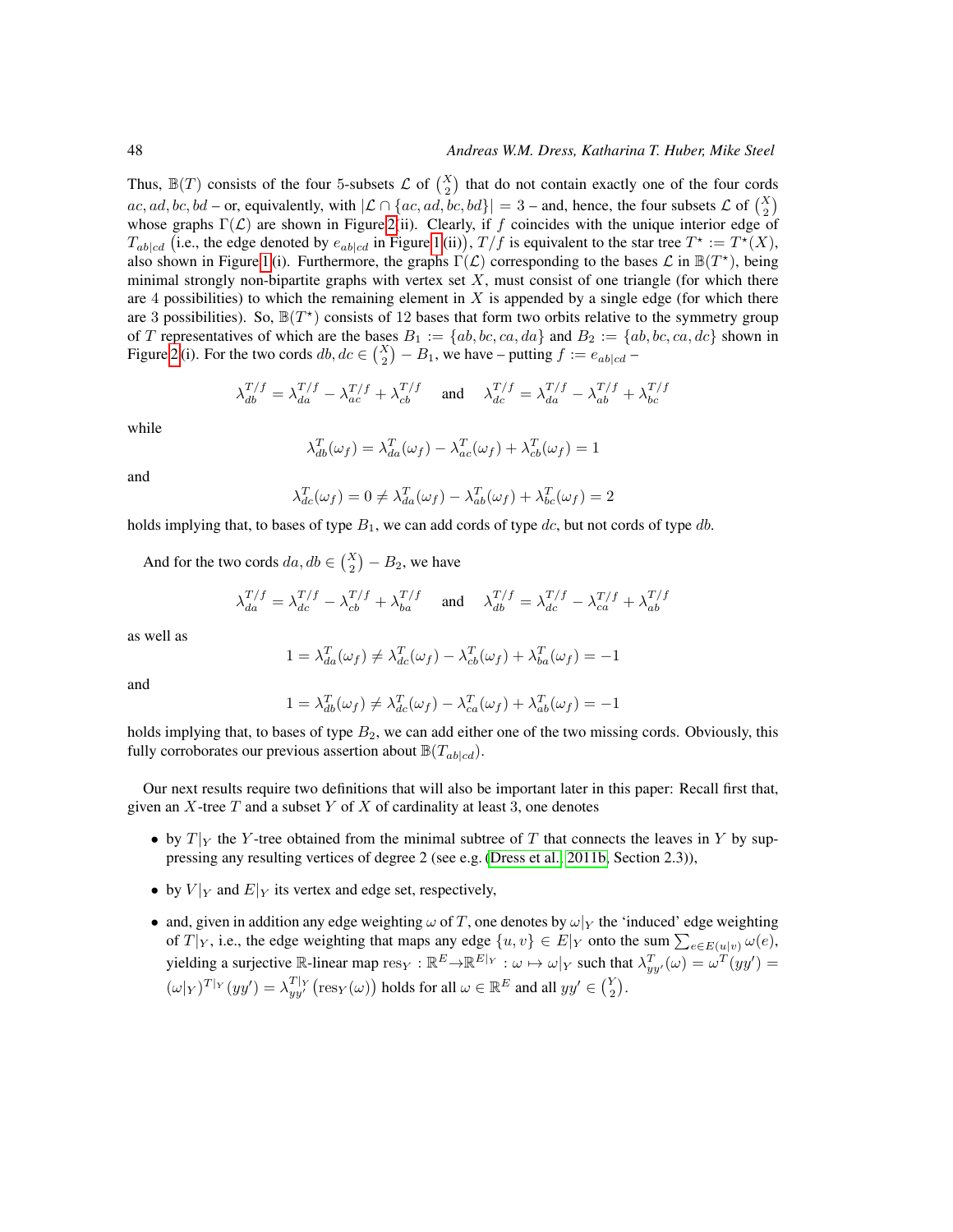Thus, $\mathbb{B}(T)$ consists of the four 5-subsets $\mathcal{L}$ of $\binom{X}{2}$ that do not contain exactly one of the four cords $ac, ad, bc, bd$ – or, equivalently, with $|\mathcal{L} \cap \{ac, ad, bc, bd\}| = 3$ – and, hence, the four subsets $\mathcal{L}$ of $\binom{X}{2}$ whose graphs $\Gamma(\mathcal{L})$ are shown in Figure 2(ii). Clearly, if $f$ coincides with the unique interior edge of $T_{ab|cd}$ (i.e., the edge denoted by $e_{ab|cd}$ in Figure 1(ii)), $T/f$ is equivalent to the star tree $T^\star := T^\star(X)$, also shown in Figure 1(i). Furthermore, the graphs $\Gamma(\mathcal{L})$ corresponding to the bases $\mathcal{L}$ in $\mathbb{B}(T^\star)$, being minimal strongly non-bipartite graphs with vertex set $X$, must consist of one triangle (for which there are 4 possibilities) to which the remaining element in $X$ is appended by a single edge (for which there are 3 possibilities). So, $\mathbb{B}(T^\star)$ consists of 12 bases that form two orbits relative to the symmetry group of $T$ representatives of which are the bases $B_1 := \{ab, bc, ca, da\}$ and $B_2 := \{ab, bc, ca, dc\}$ shown in Figure 2(i). For the two cords $db, dc \in \binom{X}{2} - B_1$, we have – putting $f := e_{ab|cd}$ –

$$\lambda_{db}^{T/f} = \lambda_{da}^{T/f} - \lambda_{ac}^{T/f} + \lambda_{cb}^{T/f} \quad \text{and} \quad \lambda_{dc}^{T/f} = \lambda_{da}^{T/f} - \lambda_{ab}^{T/f} + \lambda_{bc}^{T/f}$$

while

$$\lambda_{db}^{T}(\omega_f) = \lambda_{da}^{T}(\omega_f) - \lambda_{ac}^{T}(\omega_f) + \lambda_{cb}^{T}(\omega_f) = 1$$

and

$$\lambda_{dc}^{T}(\omega_f) = 0 \neq \lambda_{da}^{T}(\omega_f) - \lambda_{ab}^{T}(\omega_f) + \lambda_{bc}^{T}(\omega_f) = 2$$

holds implying that, to bases of type $B_1$, we can add cords of type $dc$, but not cords of type $db$.

And for the two cords $da, db \in \binom{X}{2} - B_2$, we have

$$\lambda_{da}^{T/f} = \lambda_{dc}^{T/f} - \lambda_{cb}^{T/f} + \lambda_{ba}^{T/f} \quad \text{and} \quad \lambda_{db}^{T/f} = \lambda_{dc}^{T/f} - \lambda_{ca}^{T/f} + \lambda_{ab}^{T/f}$$

as well as

$$1 = \lambda_{da}^{T}(\omega_f) \neq \lambda_{dc}^{T}(\omega_f) - \lambda_{cb}^{T}(\omega_f) + \lambda_{ba}^{T}(\omega_f) = -1$$

and

$$1 = \lambda_{db}^{T}(\omega_f) \neq \lambda_{dc}^{T}(\omega_f) - \lambda_{ca}^{T}(\omega_f) + \lambda_{ab}^{T}(\omega_f) = -1$$

holds implying that, to bases of type $B_2$, we can add either one of the two missing cords. Obviously, this fully corroborates our previous assertion about $\mathbb{B}(T_{ab|cd})$.

Our next results require two definitions that will also be important later in this paper: Recall first that, given an $X$-tree $T$ and a subset $Y$ of $X$ of cardinality at least 3, one denotes

- by $T|_Y$ the $Y$-tree obtained from the minimal subtree of $T$ that connects the leaves in $Y$ by suppressing any resulting vertices of degree 2 (see e.g. (Dress et al., 2011b, Section 2.3)),
- by $V|_Y$ and $E|_Y$ its vertex and edge set, respectively,
- and, given in addition any edge weighting $\omega$ of $T$, one denotes by $\omega|_Y$ the 'induced' edge weighting of $T|_Y$, i.e., the edge weighting that maps any edge $\{u, v\} \in E|_Y$ onto the sum $\sum_{e \in E(u|v)} \omega(e)$, yielding a surjective $\mathbb{R}$-linear map $\mathrm{res}_Y : \mathbb{R}^E \to \mathbb{R}^{E|_Y} : \omega \mapsto \omega|_Y$ such that $\lambda_{yy'}^{T}(\omega) = \omega^T(yy') = (\omega|_Y)^{T|_Y}(yy') = \lambda_{yy'}^{T|_Y}\big(\mathrm{res}_Y(\omega)\big)$ holds for all $\omega \in \mathbb{R}^E$ and all $yy' \in \binom{Y}{2}$.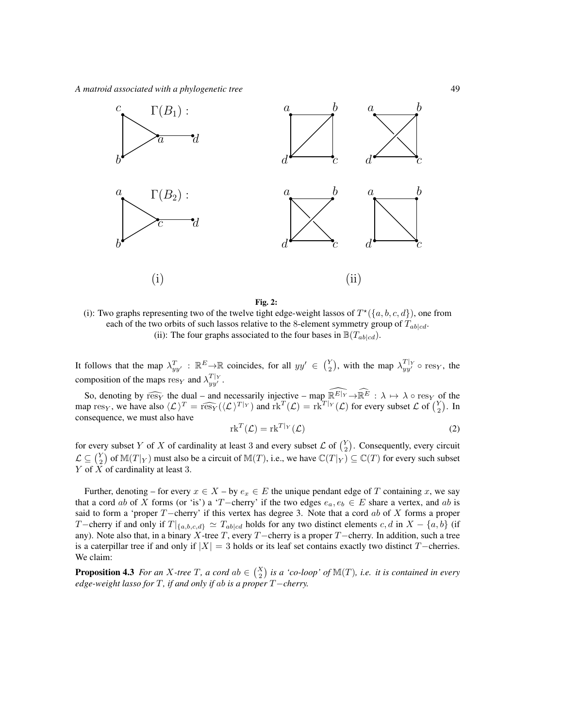**Fig. 2:**
(i): Two graphs representing two of the twelve tight edge-weight lassos of $T^\star(\{a,b,c,d\})$, one from each of the two orbits of such lassos relative to the 8-element symmetry group of $T_{ab|cd}$.
(ii): The four graphs associated to the four bases in $\mathbb{B}(T_{ab|cd})$.

It follows that the map $\lambda^T_{yy'} : \mathbb{R}^E \to \mathbb{R}$ coincides, for all $yy' \in \binom{Y}{2}$, with the map $\lambda^{T|_Y}_{yy'} \circ \mathrm{res}_Y$, the composition of the maps $\mathrm{res}_Y$ and $\lambda^{T|_Y}_{yy'}$.

So, denoting by $\widehat{\mathrm{res}_Y}$ the dual – and necessarily injective – map $\widehat{\mathbb{R}^{E|_Y}} \to \widehat{\mathbb{R}^E} : \lambda \mapsto \lambda \circ \mathrm{res}_Y$ of the map $\mathrm{res}_Y$, we have also $\langle \mathcal{L} \rangle^T = \widehat{\mathrm{res}_Y}(\langle \mathcal{L} \rangle^{T|_Y})$ and $\mathrm{rk}^T(\mathcal{L}) = \mathrm{rk}^{T|_Y}(\mathcal{L})$ for every subset $\mathcal{L}$ of $\binom{Y}{2}$. In consequence, we must also have

$$\mathrm{rk}^T(\mathcal{L}) = \mathrm{rk}^{T|_Y}(\mathcal{L}) \tag{2}$$

for every subset $Y$ of $X$ of cardinality at least 3 and every subset $\mathcal{L}$ of $\binom{Y}{2}$. Consequently, every circuit $\mathcal{L} \subseteq \binom{Y}{2}$ of $\mathbb{M}(T|_Y)$ must also be a circuit of $\mathbb{M}(T)$, i.e., we have $\mathbb{C}(T|_Y) \subseteq \mathbb{C}(T)$ for every such subset $Y$ of $X$ of cardinality at least 3.

Further, denoting – for every $x \in X$ – by $e_x \in E$ the unique pendant edge of $T$ containing $x$, we say that a cord $ab$ of $X$ forms (or 'is') a '$T$−cherry' if the two edges $e_a, e_b \in E$ share a vertex, and $ab$ is said to form a 'proper $T$−cherry' if this vertex has degree 3. Note that a cord $ab$ of $X$ forms a proper $T$−cherry if and only if $T|_{\{a,b,c,d\}} \simeq T_{ab|cd}$ holds for any two distinct elements $c, d$ in $X - \{a,b\}$ (if any). Note also that, in a binary $X$-tree $T$, every $T$−cherry is a proper $T$−cherry. In addition, such a tree is a caterpillar tree if and only if $|X| = 3$ holds or its leaf set contains exactly two distinct $T$−cherries. We claim:

**Proposition 4.3** *For an $X$-tree $T$, a cord $ab \in \binom{X}{2}$ is a 'co-loop' of $\mathbb{M}(T)$, i.e. it is contained in every edge-weight lasso for $T$, if and only if $ab$ is a proper $T$−cherry.*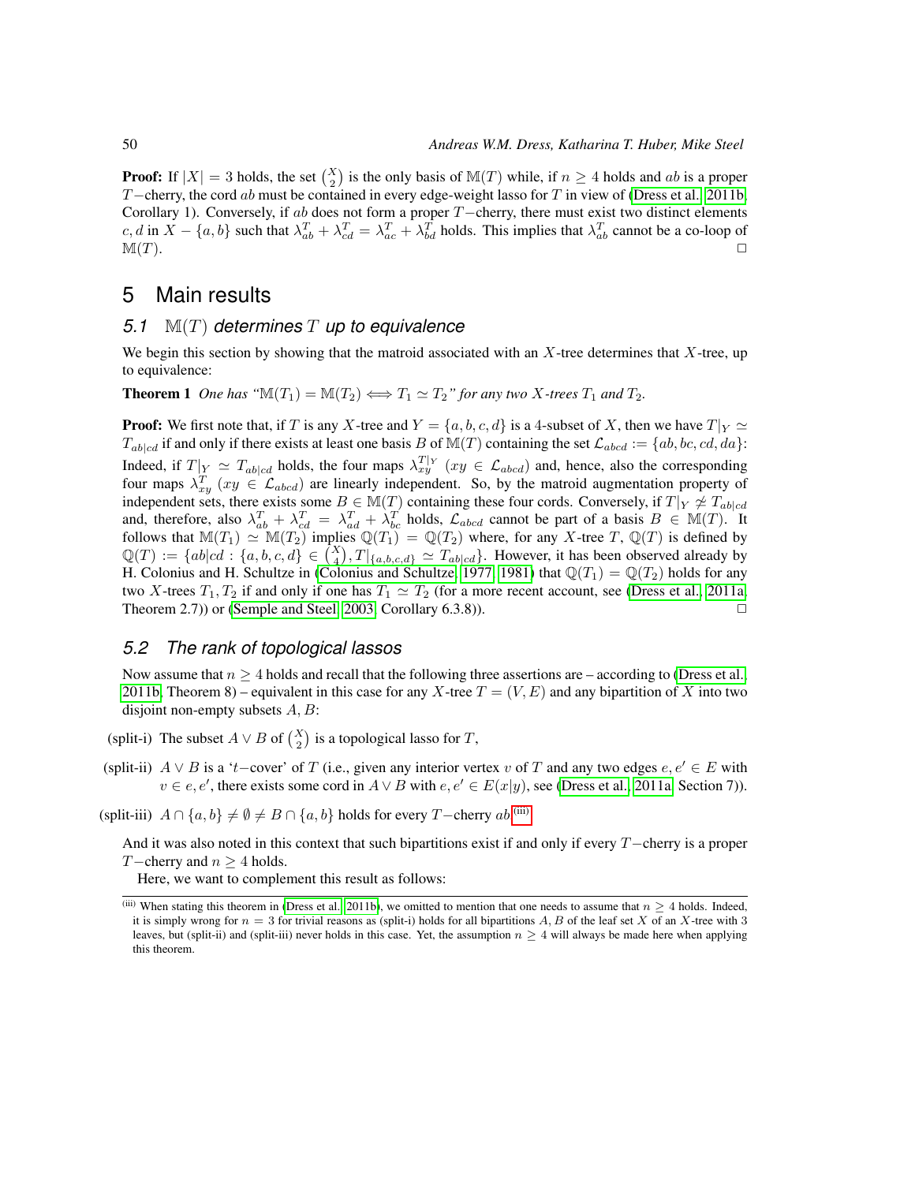**Proof:** If $|X| = 3$ holds, the set $\binom{X}{2}$ is the only basis of $\mathbb{M}(T)$ while, if $n \geq 4$ holds and $ab$ is a proper $T-$cherry, the cord $ab$ must be contained in every edge-weight lasso for $T$ in view of (Dress et al, 2011b, Corollary 1). Conversely, if $ab$ does not form a proper $T-$cherry, there must exist two distinct elements $c, d$ in $X - \{a, b\}$ such that $\lambda^T_{ab} + \lambda^T_{cd} = \lambda^T_{ac} + \lambda^T_{bd}$ holds. This implies that $\lambda^T_{ab}$ cannot be a co-loop of $\mathbb{M}(T)$. □

## 5 Main results

### 5.1 $\mathbb{M}(T)$ determines $T$ up to equivalence

We begin this section by showing that the matroid associated with an $X$-tree determines that $X$-tree, up to equivalence:

**Theorem 1** *One has "$\mathbb{M}(T_1) = \mathbb{M}(T_2) \iff T_1 \simeq T_2$" for any two $X$-trees $T_1$ and $T_2$.*

**Proof:** We first note that, if $T$ is any $X$-tree and $Y = \{a, b, c, d\}$ is a 4-subset of $X$, then we have $T|_Y \simeq T_{ab|cd}$ if and only if there exists at least one basis $B$ of $\mathbb{M}(T)$ containing the set $\mathcal{L}_{abcd} := \{ab, bc, cd, da\}$: Indeed, if $T|_Y \simeq T_{ab|cd}$ holds, the four maps $\lambda^{T|_Y}_{xy}$ $(xy \in \mathcal{L}_{abcd})$ and, hence, also the corresponding four maps $\lambda^T_{xy}$ $(xy \in \mathcal{L}_{abcd})$ are linearly independent. So, by the matroid augmentation property of independent sets, there exists some $B \in \mathbb{M}(T)$ containing these four cords. Conversely, if $T|_Y \not\simeq T_{ab|cd}$ and, therefore, also $\lambda^T_{ab} + \lambda^T_{cd} = \lambda^T_{ad} + \lambda^T_{bc}$ holds, $\mathcal{L}_{abcd}$ cannot be part of a basis $B \in \mathbb{M}(T)$. It follows that $\mathbb{M}(T_1) \simeq \mathbb{M}(T_2)$ implies $\mathbb{Q}(T_1) = \mathbb{Q}(T_2)$ where, for any $X$-tree $T$, $\mathbb{Q}(T)$ is defined by $\mathbb{Q}(T) := \{ab|cd : \{a, b, c, d\} \in \binom{X}{4}, T|_{\{a,b,c,d\}} \simeq T_{ab|cd}\}$. However, it has been observed already by H. Colonius and H. Schultze in (Colonius and Schultze, 1977, 1981) that $\mathbb{Q}(T_1) = \mathbb{Q}(T_2)$ holds for any two $X$-trees $T_1, T_2$ if and only if one has $T_1 \simeq T_2$ (for a more recent account, see (Dress et al, 2011a, Theorem 2.7)) or (Semple and Steel, 2003, Corollary 6.3.8)). □

### 5.2 The rank of topological lassos

Now assume that $n \geq 4$ holds and recall that the following three assertions are – according to (Dress et al, 2011b, Theorem 8) – equivalent in this case for any $X$-tree $T = (V, E)$ and any bipartition of $X$ into two disjoint non-empty subsets $A, B$:

(split-i) The subset $A \vee B$ of $\binom{X}{2}$ is a topological lasso for $T$,

(split-ii) $A \vee B$ is a '$t-$cover' of $T$ (i.e., given any interior vertex $v$ of $T$ and any two edges $e, e' \in E$ with $v \in e, e'$, there exists some cord in $A \vee B$ with $e, e' \in E(x|y)$, see (Dress et al, 2011a, Section 7)).

(split-iii) $A \cap \{a, b\} \neq \emptyset \neq B \cap \{a, b\}$ holds for every $T-$cherry $ab$[iii].

And it was also noted in this context that such bipartitions exist if and only if every $T-$cherry is a proper $T-$cherry and $n \geq 4$ holds.

Here, we want to complement this result as follows:

---

[iii] When stating this theorem in (Dress et al, 2011b), we omitted to mention that one needs to assume that $n \geq 4$ holds. Indeed, it is simply wrong for $n = 3$ for trivial reasons as (split-i) holds for all bipartitions $A, B$ of the leaf set $X$ of an $X$-tree with 3 leaves, but (split-ii) and (split-iii) never holds in this case. Yet, the assumption $n \geq 4$ will always be made here when applying this theorem.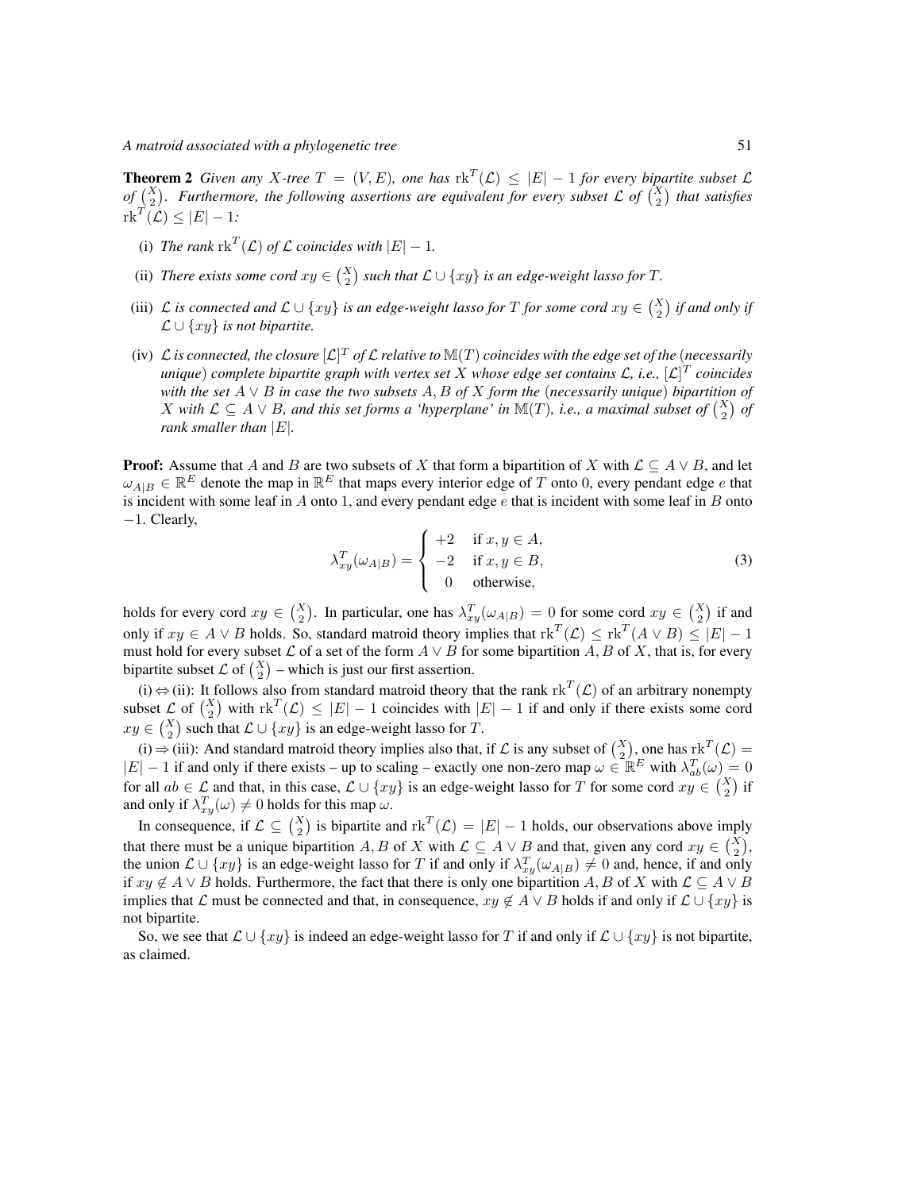**Theorem 2** *Given any $X$-tree $T = (V, E)$, one has $\mathrm{rk}^T(\mathcal{L}) \le |E| - 1$ for every bipartite subset $\mathcal{L}$ of $\binom{X}{2}$. Furthermore, the following assertions are equivalent for every subset $\mathcal{L}$ of $\binom{X}{2}$ that satisfies $\mathrm{rk}^T(\mathcal{L}) \le |E| - 1$:*

- (i) *The rank $\mathrm{rk}^T(\mathcal{L})$ of $\mathcal{L}$ coincides with $|E| - 1$.*
- (ii) *There exists some cord $xy \in \binom{X}{2}$ such that $\mathcal{L} \cup \{xy\}$ is an edge-weight lasso for $T$.*
- (iii) *$\mathcal{L}$ is connected and $\mathcal{L} \cup \{xy\}$ is an edge-weight lasso for $T$ for some cord $xy \in \binom{X}{2}$ if and only if $\mathcal{L} \cup \{xy\}$ is not bipartite.*
- (iv) *$\mathcal{L}$ is connected, the closure $[\mathcal{L}]^T$ of $\mathcal{L}$ relative to $\mathbb{M}(T)$ coincides with the edge set of the (necessarily unique) complete bipartite graph with vertex set $X$ whose edge set contains $\mathcal{L}$, i.e., $[\mathcal{L}]^T$ coincides with the set $A \vee B$ in case the two subsets $A, B$ of $X$ form the (necessarily unique) bipartition of $X$ with $\mathcal{L} \subseteq A \vee B$, and this set forms a 'hyperplane' in $\mathbb{M}(T)$, i.e., a maximal subset of $\binom{X}{2}$ of rank smaller than $|E|$.*

**Proof:** Assume that $A$ and $B$ are two subsets of $X$ that form a bipartition of $X$ with $\mathcal{L} \subseteq A \vee B$, and let $\omega_{A|B} \in \mathbb{R}^E$ denote the map in $\mathbb{R}^E$ that maps every interior edge of $T$ onto 0, every pendant edge $e$ that is incident with some leaf in $A$ onto 1, and every pendant edge $e$ that is incident with some leaf in $B$ onto $-1$. Clearly,

$$\lambda^T_{xy}(\omega_{A|B}) = \begin{cases} +2 & \text{if } x, y \in A, \\ -2 & \text{if } x, y \in B, \\ 0 & \text{otherwise,} \end{cases} \tag{3}$$

holds for every cord $xy \in \binom{X}{2}$. In particular, one has $\lambda^T_{xy}(\omega_{A|B}) = 0$ for some cord $xy \in \binom{X}{2}$ if and only if $xy \in A \vee B$ holds. So, standard matroid theory implies that $\mathrm{rk}^T(\mathcal{L}) \le \mathrm{rk}^T(A \vee B) \le |E| - 1$ must hold for every subset $\mathcal{L}$ of a set of the form $A \vee B$ for some bipartition $A, B$ of $X$, that is, for every bipartite subset $\mathcal{L}$ of $\binom{X}{2}$ – which is just our first assertion.

(i)$\Leftrightarrow$(ii): It follows also from standard matroid theory that the rank $\mathrm{rk}^T(\mathcal{L})$ of an arbitrary nonempty subset $\mathcal{L}$ of $\binom{X}{2}$ with $\mathrm{rk}^T(\mathcal{L}) \le |E| - 1$ coincides with $|E| - 1$ if and only if there exists some cord $xy \in \binom{X}{2}$ such that $\mathcal{L} \cup \{xy\}$ is an edge-weight lasso for $T$.

(i)$\Rightarrow$(iii): And standard matroid theory implies also that, if $\mathcal{L}$ is any subset of $\binom{X}{2}$, one has $\mathrm{rk}^T(\mathcal{L}) = |E| - 1$ if and only if there exists – up to scaling – exactly one non-zero map $\omega \in \mathbb{R}^E$ with $\lambda^T_{ab}(\omega) = 0$ for all $ab \in \mathcal{L}$ and that, in this case, $\mathcal{L} \cup \{xy\}$ is an edge-weight lasso for $T$ for some cord $xy \in \binom{X}{2}$ if and only if $\lambda^T_{xy}(\omega) \neq 0$ holds for this map $\omega$.

In consequence, if $\mathcal{L} \subseteq \binom{X}{2}$ is bipartite and $\mathrm{rk}^T(\mathcal{L}) = |E| - 1$ holds, our observations above imply that there must be a unique bipartition $A, B$ of $X$ with $\mathcal{L} \subseteq A \vee B$ and that, given any cord $xy \in \binom{X}{2}$, the union $\mathcal{L} \cup \{xy\}$ is an edge-weight lasso for $T$ if and only if $\lambda^T_{xy}(\omega_{A|B}) \neq 0$ and, hence, if and only if $xy \notin A \vee B$ holds. Furthermore, the fact that there is only one bipartition $A, B$ of $X$ with $\mathcal{L} \subseteq A \vee B$ implies that $\mathcal{L}$ must be connected and that, in consequence, $xy \notin A \vee B$ holds if and only if $\mathcal{L} \cup \{xy\}$ is not bipartite.

So, we see that $\mathcal{L} \cup \{xy\}$ is indeed an edge-weight lasso for $T$ if and only if $\mathcal{L} \cup \{xy\}$ is not bipartite, as claimed.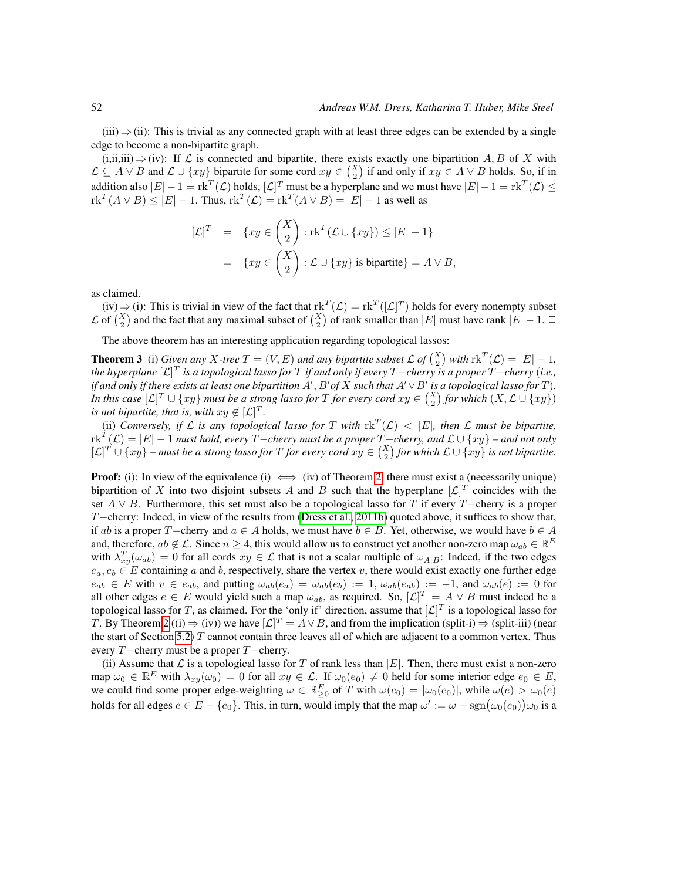(iii) ⇒ (ii): This is trivial as any connected graph with at least three edges can be extended by a single edge to become a non-bipartite graph.

(i,ii,iii) ⇒ (iv): If $\mathcal{L}$ is connected and bipartite, there exists exactly one bipartition $A, B$ of $X$ with $\mathcal{L} \subseteq A \vee B$ and $\mathcal{L} \cup \{xy\}$ bipartite for some cord $xy \in \binom{X}{2}$ if and only if $xy \in A \vee B$ holds. So, if in addition also $|E| - 1 = \mathrm{rk}^T(\mathcal{L})$ holds, $[\mathcal{L}]^T$ must be a hyperplane and we must have $|E| - 1 = \mathrm{rk}^T(\mathcal{L}) \leq \mathrm{rk}^T(A \vee B) \leq |E| - 1$. Thus, $\mathrm{rk}^T(\mathcal{L}) = \mathrm{rk}^T(A \vee B) = |E| - 1$ as well as

$$
\begin{aligned}
[\mathcal{L}]^T &= \{xy \in \binom{X}{2} : \mathrm{rk}^T(\mathcal{L} \cup \{xy\}) \leq |E| - 1\} \\
&= \{xy \in \binom{X}{2} : \mathcal{L} \cup \{xy\} \text{ is bipartite}\} = A \vee B,
\end{aligned}
$$

as claimed.

(iv) ⇒ (i): This is trivial in view of the fact that $\mathrm{rk}^T(\mathcal{L}) = \mathrm{rk}^T([\mathcal{L}]^T)$ holds for every nonempty subset $\mathcal{L}$ of $\binom{X}{2}$ and the fact that any maximal subset of $\binom{X}{2}$ of rank smaller than $|E|$ must have rank $|E| - 1$. □

The above theorem has an interesting application regarding topological lassos:

**Theorem 3** (i) *Given any $X$-tree $T = (V, E)$ and any bipartite subset $\mathcal{L}$ of $\binom{X}{2}$ with $\mathrm{rk}^T(\mathcal{L}) = |E| - 1$, the hyperplane $[\mathcal{L}]^T$ is a topological lasso for $T$ if and only if every $T-$cherry is a proper $T-$cherry (i.e., if and only if there exists at least one bipartition $A', B'$ of $X$ such that $A' \vee B'$ is a topological lasso for $T$). In this case $[\mathcal{L}]^T \cup \{xy\}$ must be a strong lasso for $T$ for every cord $xy \in \binom{X}{2}$ for which $(X, \mathcal{L} \cup \{xy\})$ is not bipartite, that is, with $xy \notin [\mathcal{L}]^T$.*

(ii) *Conversely, if $\mathcal{L}$ is any topological lasso for $T$ with $\mathrm{rk}^T(\mathcal{L}) < |E|$, then $\mathcal{L}$ must be bipartite, $\mathrm{rk}^T(\mathcal{L}) = |E| - 1$ must hold, every $T-$cherry must be a proper $T-$cherry, and $\mathcal{L} \cup \{xy\}$ – and not only $[\mathcal{L}]^T \cup \{xy\}$ – must be a strong lasso for $T$ for every cord $xy \in \binom{X}{2}$ for which $\mathcal{L} \cup \{xy\}$ is not bipartite.*

**Proof:** (i): In view of the equivalence (i) $\iff$ (iv) of Theorem 2, there must exist a (necessarily unique) bipartition of $X$ into two disjoint subsets $A$ and $B$ such that the hyperplane $[\mathcal{L}]^T$ coincides with the set $A \vee B$. Furthermore, this set must also be a topological lasso for $T$ if every $T-$cherry is a proper $T-$cherry: Indeed, in view of the results from (Dress et al., 2011b) quoted above, it suffices to show that, if $ab$ is a proper $T-$cherry and $a \in A$ holds, we must have $b \in B$. Yet, otherwise, we would have $b \in A$ and, therefore, $ab \notin \mathcal{L}$. Since $n \geq 4$, this would allow us to construct yet another non-zero map $\omega_{ab} \in \mathbb{R}^E$ with $\lambda^T_{xy}(\omega_{ab}) = 0$ for all cords $xy \in \mathcal{L}$ that is not a scalar multiple of $\omega_{A|B}$: Indeed, if the two edges $e_a, e_b \in E$ containing $a$ and $b$, respectively, share the vertex $v$, there would exist exactly one further edge $e_{ab} \in E$ with $v \in e_{ab}$, and putting $\omega_{ab}(e_a) = \omega_{ab}(e_b) := 1$, $\omega_{ab}(e_{ab}) := -1$, and $\omega_{ab}(e) := 0$ for all other edges $e \in E$ would yield such a map $\omega_{ab}$, as required. So, $[\mathcal{L}]^T = A \vee B$ must indeed be a topological lasso for $T$, as claimed. For the 'only if' direction, assume that $[\mathcal{L}]^T$ is a topological lasso for $T$. By Theorem 2 ((i) ⇒ (iv)) we have $[\mathcal{L}]^T = A \vee B$, and from the implication (split-i) ⇒ (split-iii) (near the start of Section 5.2) $T$ cannot contain three leaves all of which are adjacent to a common vertex. Thus every $T-$cherry must be a proper $T-$cherry.

(ii) Assume that $\mathcal{L}$ is a topological lasso for $T$ of rank less than $|E|$. Then, there must exist a non-zero map $\omega_0 \in \mathbb{R}^E$ with $\lambda_{xy}(\omega_0) = 0$ for all $xy \in \mathcal{L}$. If $\omega_0(e_0) \neq 0$ held for some interior edge $e_0 \in E$, we could find some proper edge-weighting $\omega \in \mathbb{R}^E_{\geq 0}$ of $T$ with $\omega(e_0) = |\omega_0(e_0)|$, while $\omega(e) > \omega_0(e)$ holds for all edges $e \in E - \{e_0\}$. This, in turn, would imply that the map $\omega' := \omega - \mathrm{sgn}\big(\omega_0(e_0)\big)\omega_0$ is a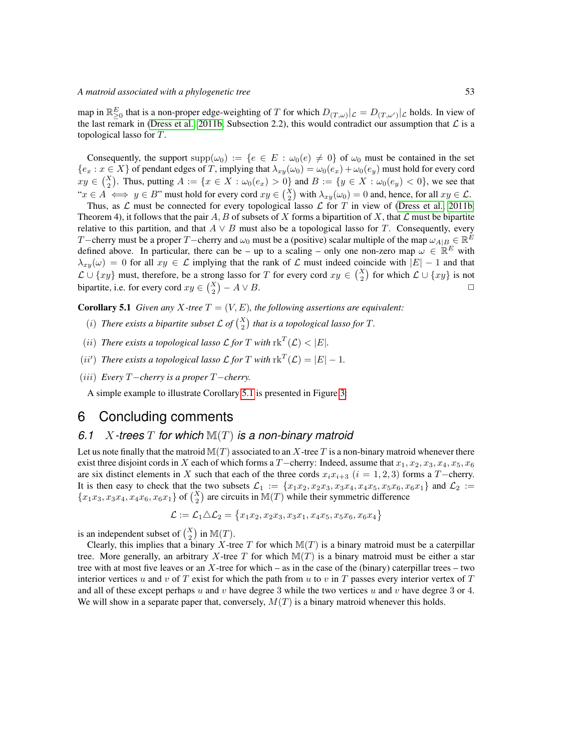map in $\mathbb{R}^E_{\geq 0}$ that is a non-proper edge-weighting of $T$ for which $D_{(T,\omega)}|_{\mathcal{L}} = D_{(T,\omega')}|_{\mathcal{L}}$ holds. In view of the last remark in (Dress et al. 2011b, Subsection 2.2), this would contradict our assumption that $\mathcal{L}$ is a topological lasso for $T$.

Consequently, the support $\mathrm{supp}(\omega_0) := \{e \in E : \omega_0(e) \neq 0\}$ of $\omega_0$ must be contained in the set $\{e_x : x \in X\}$ of pendant edges of $T$, implying that $\lambda_{xy}(\omega_0) = \omega_0(e_x) + \omega_0(e_y)$ must hold for every cord $xy \in \binom{X}{2}$. Thus, putting $A := \{x \in X : \omega_0(e_x) > 0\}$ and $B := \{y \in X : \omega_0(e_y) < 0\}$, we see that "$x \in A \iff y \in B$" must hold for every cord $xy \in \binom{X}{2}$ with $\lambda_{xy}(\omega_0) = 0$ and, hence, for all $xy \in \mathcal{L}$.

Thus, as $\mathcal{L}$ must be connected for every topological lasso $\mathcal{L}$ for $T$ in view of (Dress et al. 2011b, Theorem 4), it follows that the pair $A, B$ of subsets of $X$ forms a bipartition of $X$, that $\mathcal{L}$ must be bipartite relative to this partition, and that $A \vee B$ must also be a topological lasso for $T$. Consequently, every $T$−cherry must be a proper $T$−cherry and $\omega_0$ must be a (positive) scalar multiple of the map $\omega_{A|B} \in \mathbb{R}^E$ defined above. In particular, there can be – up to a scaling – only one non-zero map $\omega \in \mathbb{R}^E$ with $\lambda_{xy}(\omega) = 0$ for all $xy \in \mathcal{L}$ implying that the rank of $\mathcal{L}$ must indeed coincide with $|E| - 1$ and that $\mathcal{L} \cup \{xy\}$ must, therefore, be a strong lasso for $T$ for every cord $xy \in \binom{X}{2}$ for which $\mathcal{L} \cup \{xy\}$ is not bipartite, i.e. for every cord $xy \in \binom{X}{2} - A \vee B$. □

**Corollary 5.1** *Given any $X$-tree $T = (V, E)$, the following assertions are equivalent:*

- $(i)$ *There exists a bipartite subset $\mathcal{L}$ of $\binom{X}{2}$ that is a topological lasso for $T$.*
- $(ii)$ *There exists a topological lasso $\mathcal{L}$ for $T$ with $\mathrm{rk}^T(\mathcal{L}) < |E|$.*
- $(ii')$ *There exists a topological lasso $\mathcal{L}$ for $T$ with $\mathrm{rk}^T(\mathcal{L}) = |E| - 1$.*
- $(iii)$ *Every $T$−cherry is a proper $T$−cherry.*

A simple example to illustrate Corollary 5.1 is presented in Figure 3.

# 6 Concluding comments

## 6.1 $X$-trees $T$ for which $\mathbb{M}(T)$ is a non-binary matroid

Let us note finally that the matroid $\mathbb{M}(T)$ associated to an $X$-tree $T$ is a non-binary matroid whenever there exist three disjoint cords in $X$ each of which forms a $T$−cherry: Indeed, assume that $x_1, x_2, x_3, x_4, x_5, x_6$ are six distinct elements in $X$ such that each of the three cords $x_i x_{i+3}$ $(i = 1, 2, 3)$ forms a $T$−cherry. It is then easy to check that the two subsets $\mathcal{L}_1 := \{x_1x_2, x_2x_3, x_3x_4, x_4x_5, x_5x_6, x_6x_1\}$ and $\mathcal{L}_2 := \{x_1x_3, x_3x_4, x_4x_6, x_6x_1\}$ of $\binom{X}{2}$ are circuits in $\mathbb{M}(T)$ while their symmetric difference

$$\mathcal{L} := \mathcal{L}_1 \triangle \mathcal{L}_2 = \{x_1x_2, x_2x_3, x_3x_1, x_4x_5, x_5x_6, x_6x_4\}$$

is an independent subset of $\binom{X}{2}$ in $\mathbb{M}(T)$.

Clearly, this implies that a binary $X$-tree $T$ for which $\mathbb{M}(T)$ is a binary matroid must be a caterpillar tree. More generally, an arbitrary $X$-tree $T$ for which $\mathbb{M}(T)$ is a binary matroid must be either a star tree with at most five leaves or an $X$-tree for which – as in the case of the (binary) caterpillar trees – two interior vertices $u$ and $v$ of $T$ exist for which the path from $u$ to $v$ in $T$ passes every interior vertex of $T$ and all of these except perhaps $u$ and $v$ have degree 3 while the two vertices $u$ and $v$ have degree 3 or 4. We will show in a separate paper that, conversely, $M(T)$ is a binary matroid whenever this holds.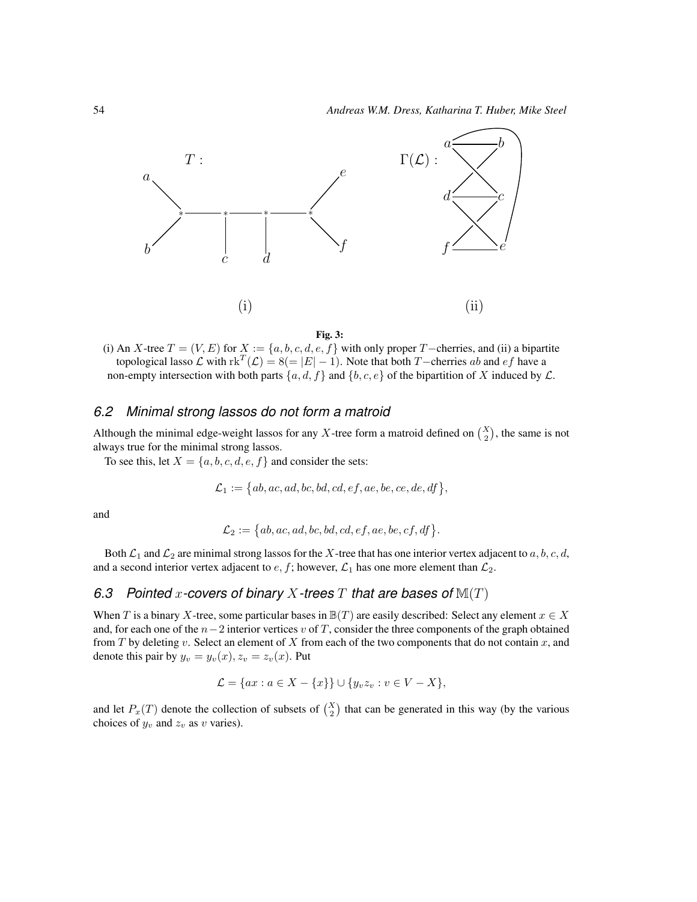Fig. 3:

(i) An $X$-tree $T = (V, E)$ for $X := \{a, b, c, d, e, f\}$ with only proper $T-$cherries, and (ii) a bipartite topological lasso $\mathcal{L}$ with $\mathrm{rk}^T(\mathcal{L}) = 8 (= |E| - 1)$. Note that both $T-$cherries $ab$ and $ef$ have a non-empty intersection with both parts $\{a, d, f\}$ and $\{b, c, e\}$ of the bipartition of $X$ induced by $\mathcal{L}$.

## 6.2 Minimal strong lassos do not form a matroid

Although the minimal edge-weight lassos for any $X$-tree form a matroid defined on $\binom{X}{2}$, the same is not always true for the minimal strong lassos.

To see this, let $X = \{a, b, c, d, e, f\}$ and consider the sets:

$$\mathcal{L}_1 := \{ab, ac, ad, bc, bd, cd, ef, ae, be, ce, de, df\},$$

and

$$\mathcal{L}_2 := \{ab, ac, ad, bc, bd, cd, ef, ae, be, cf, df\}.$$

Both $\mathcal{L}_1$ and $\mathcal{L}_2$ are minimal strong lassos for the $X$-tree that has one interior vertex adjacent to $a, b, c, d$, and a second interior vertex adjacent to $e, f$; however, $\mathcal{L}_1$ has one more element than $\mathcal{L}_2$.

## 6.3 Pointed $x$-covers of binary $X$-trees $T$ that are bases of $\mathbb{M}(T)$

When $T$ is a binary $X$-tree, some particular bases in $\mathbb{B}(T)$ are easily described: Select any element $x \in X$ and, for each one of the $n-2$ interior vertices $v$ of $T$, consider the three components of the graph obtained from $T$ by deleting $v$. Select an element of $X$ from each of the two components that do not contain $x$, and denote this pair by $y_v = y_v(x), z_v = z_v(x)$. Put

$$\mathcal{L} = \{ax : a \in X - \{x\}\} \cup \{y_v z_v : v \in V - X\},$$

and let $P_x(T)$ denote the collection of subsets of $\binom{X}{2}$ that can be generated in this way (by the various choices of $y_v$ and $z_v$ as $v$ varies).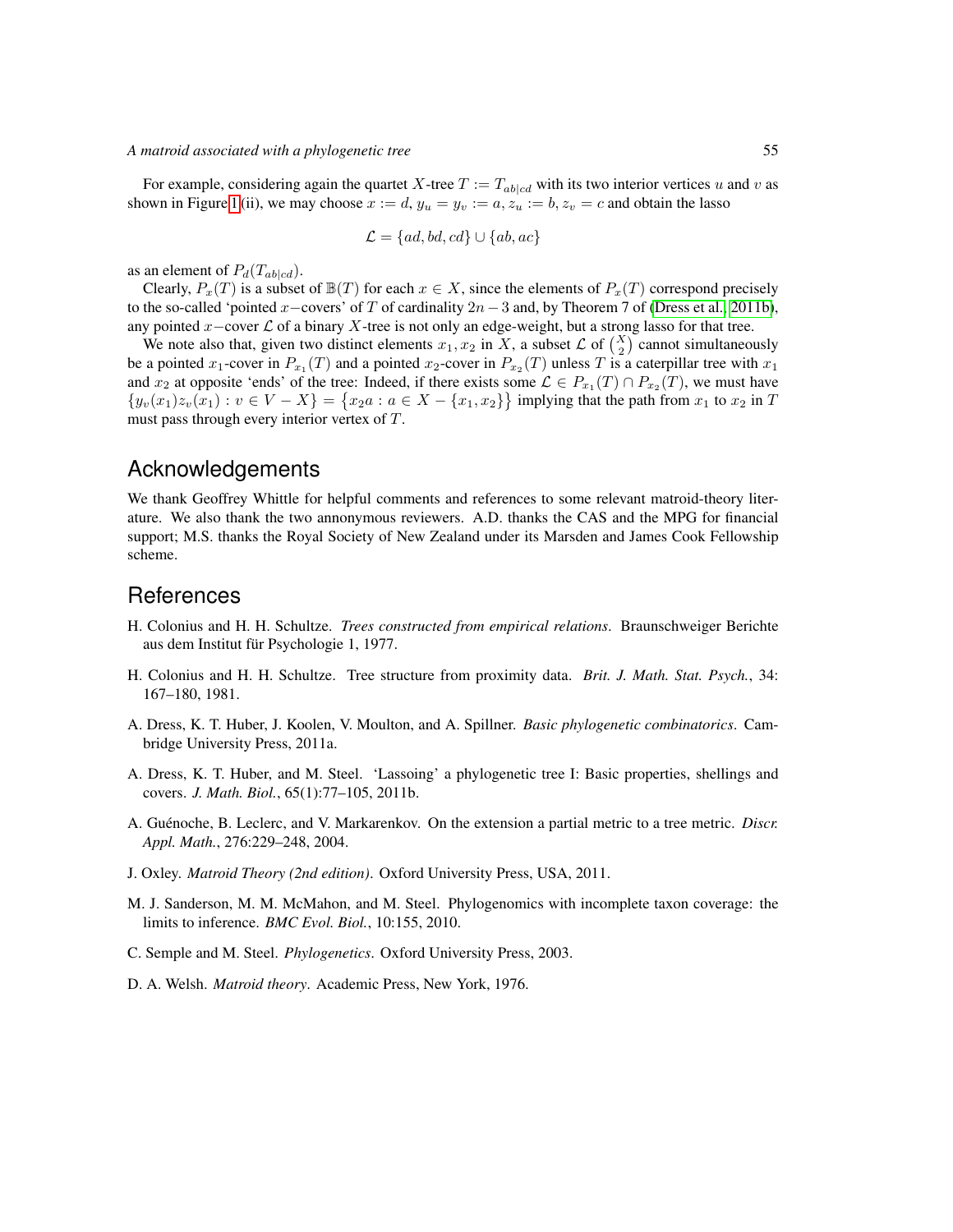For example, considering again the quartet $X$-tree $T := T_{ab|cd}$ with its two interior vertices $u$ and $v$ as shown in Figure 1(ii), we may choose $x := d$, $y_u = y_v := a$, $z_u := b$, $z_v = c$ and obtain the lasso

$$\mathcal{L} = \{ad, bd, cd\} \cup \{ab, ac\}$$

as an element of $P_d(T_{ab|cd})$.

Clearly, $P_x(T)$ is a subset of $\mathbb{B}(T)$ for each $x \in X$, since the elements of $P_x(T)$ correspond precisely to the so-called 'pointed $x-$covers' of $T$ of cardinality $2n-3$ and, by Theorem 7 of (Dress et al., 2011b), any pointed $x-$cover $\mathcal{L}$ of a binary $X$-tree is not only an edge-weight, but a strong lasso for that tree.

We note also that, given two distinct elements $x_1, x_2$ in $X$, a subset $\mathcal{L}$ of $\binom{X}{2}$ cannot simultaneously be a pointed $x_1$-cover in $P_{x_1}(T)$ and a pointed $x_2$-cover in $P_{x_2}(T)$ unless $T$ is a caterpillar tree with $x_1$ and $x_2$ at opposite 'ends' of the tree: Indeed, if there exists some $\mathcal{L} \in P_{x_1}(T) \cap P_{x_2}(T)$, we must have $\{y_v(x_1)z_v(x_1) : v \in V - X\} = \{x_2 a : a \in X - \{x_1, x_2\}\}$ implying that the path from $x_1$ to $x_2$ in $T$ must pass through every interior vertex of $T$.

## Acknowledgements

We thank Geoffrey Whittle for helpful comments and references to some relevant matroid-theory literature. We also thank the two annonymous reviewers. A.D. thanks the CAS and the MPG for financial support; M.S. thanks the Royal Society of New Zealand under its Marsden and James Cook Fellowship scheme.

## References

H. Colonius and H. H. Schultze. *Trees constructed from empirical relations*. Braunschweiger Berichte aus dem Institut für Psychologie 1, 1977.

H. Colonius and H. H. Schultze. Tree structure from proximity data. *Brit. J. Math. Stat. Psych.*, 34: 167–180, 1981.

A. Dress, K. T. Huber, J. Koolen, V. Moulton, and A. Spillner. *Basic phylogenetic combinatorics*. Cambridge University Press, 2011a.

A. Dress, K. T. Huber, and M. Steel. 'Lassoing' a phylogenetic tree I: Basic properties, shellings and covers. *J. Math. Biol.*, 65(1):77–105, 2011b.

A. Guénoche, B. Leclerc, and V. Markarenkov. On the extension a partial metric to a tree metric. *Discr. Appl. Math.*, 276:229–248, 2004.

J. Oxley. *Matroid Theory (2nd edition)*. Oxford University Press, USA, 2011.

M. J. Sanderson, M. M. McMahon, and M. Steel. Phylogenomics with incomplete taxon coverage: the limits to inference. *BMC Evol. Biol.*, 10:155, 2010.

C. Semple and M. Steel. *Phylogenetics*. Oxford University Press, 2003.

D. A. Welsh. *Matroid theory*. Academic Press, New York, 1976.